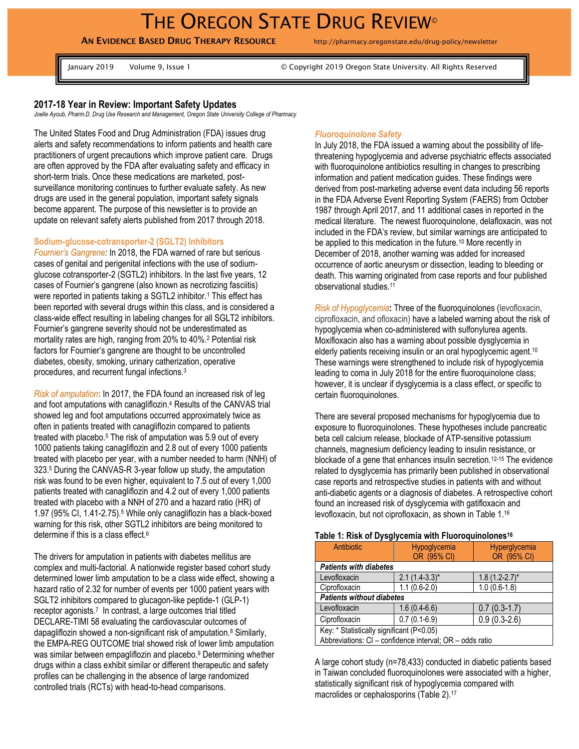# THE OREGON STATE DRUG REVIEW©

**AN EVIDENCE BASED DRUG THERAPY RESOURCE** http://pharmacy.oregonstate.edu/drug-policy/newsletter

January 2019 Volume 9, Issue 1 © Copyright 2019 Oregon State University. All Rights Reserved

## 2017-18 Year in Review: Important Safety Updates

*Joelle Ayoub, Pharm.D, Drug Use Research and Management, Oregon State University College of Pharmacy*

The United States Food and Drug Administration (FDA) issues drug alerts and safety recommendations to inform patients and health care practitioners of urgent precautions which improve patient care. Drugs are often approved by the FDA after evaluating safety and efficacy in short-term trials. Once these medications are marketed, post-surveillance monitoring continues to further evaluate safety. As new drugs are used in the general population, important safety signals become apparent. The purpose of this newsletter is to provide an update on relevant safety alerts published from 2017 through 2018.

### Sodium-glucose-cotransporter-2 (SGLT2) Inhibitors

*Fournier's Gangrene:* In 2018, the FDA warned of rare but serious cases of genital and perigenital infections with the use of sodium-glucose cotransporter-2 (SGTL2) inhibitors. In the last five years, 12 cases of Fournier's gangrene (also known as necrotizing fasciitis) were reported in patients taking a SGTL2 inhibitor.[1] This effect has been reported with several drugs within this class, and is considered a class-wide effect resulting in labeling changes for all SGLT2 inhibitors. Fournier's gangrene severity should not be underestimated as mortality rates are high, ranging from 20% to 40%.[2] Potential risk factors for Fournier's gangrene are thought to be uncontrolled diabetes, obesity, smoking, urinary catherization, operative procedures, and recurrent fungal infections.[3]

*Risk of amputation*: In 2017, the FDA found an increased risk of leg and foot amputations with canagliflozin.[4] Results of the CANVAS trial showed leg and foot amputations occurred approximately twice as often in patients treated with canagliflozin compared to patients treated with placebo.[5] The risk of amputation was 5.9 out of every 1000 patients taking canagliflozin and 2.8 out of every 1000 patients treated with placebo per year, with a number needed to harm (NNH) of 323.[5] During the CANVAS-R 3-year follow up study, the amputation risk was found to be even higher, equivalent to 7.5 out of every 1,000 patients treated with canagliflozin and 4.2 out of every 1,000 patients treated with placebo with a NNH of 270 and a hazard ratio (HR) of 1.97 (95% CI, 1.41-2.75).[5] While only canagliflozin has a black-boxed warning for this risk, other SGTL2 inhibitors are being monitored to determine if this is a class effect.[6]

The drivers for amputation in patients with diabetes mellitus are complex and multi-factorial. A nationwide register based cohort study determined lower limb amputation to be a class wide effect, showing a hazard ratio of 2.32 for number of events per 1000 patient years with SGLT2 inhibitors compared to glucagon-like peptide-1 (GLP-1) receptor agonists.[7] In contrast, a large outcomes trial titled DECLARE-TIMI 58 evaluating the cardiovascular outcomes of dapagliflozin showed a non-significant risk of amputation.[8] Similarly, the EMPA-REG OUTCOME trial showed risk of lower limb amputation was similar between empagliflozin and placebo.[9] Determining whether drugs within a class exhibit similar or different therapeutic and safety profiles can be challenging in the absence of large randomized controlled trials (RCTs) with head-to-head comparisons.

*Fluoroquinolone Safety*

In July 2018, the FDA issued a warning about the possibility of life-threatening hypoglycemia and adverse psychiatric effects associated with fluoroquinolone antibiotics resulting in changes to prescribing information and patient medication guides. These findings were derived from post-marketing adverse event data including 56 reports in the FDA Adverse Event Reporting System (FAERS) from October 1987 through April 2017, and 11 additional cases in reported in the medical literature. The newest fluoroquinolone, delafloxacin, was not included in the FDA's review, but similar warnings are anticipated to be applied to this medication in the future.[10] More recently in December of 2018, another warning was added for increased occurrence of aortic aneurysm or dissection, leading to bleeding or death. This warning originated from case reports and four published observational studies.[11]

*Risk of Hypoglycemia*: Three of the fluoroquinolones (levofloxacin, ciprofloxacin, and ofloxacin) have a labeled warning about the risk of hypoglycemia when co-administered with sulfonylurea agents. Moxifloxacin also has a warning about possible dysglycemia in elderly patients receiving insulin or an oral hypoglycemic agent.[10] These warnings were strengthened to include risk of hypoglycemia leading to coma in July 2018 for the entire fluoroquinolone class; however, it is unclear if dysglycemia is a class effect, or specific to certain fluoroquinolones.

There are several proposed mechanisms for hypoglycemia due to exposure to fluoroquinolones. These hypotheses include pancreatic beta cell calcium release, blockade of ATP-sensitive potassium channels, magnesium deficiency leading to insulin resistance, or blockade of a gene that enhances insulin secretion.[12-15] The evidence related to dysglycemia has primarily been published in observational case reports and retrospective studies in patients with and without anti-diabetic agents or a diagnosis of diabetes. A retrospective cohort found an increased risk of dysglycemia with gatifloxacin and levofloxacin, but not ciprofloxacin, as shown in Table 1.[16]

**Table 1: Risk of Dysglycemia with Fluoroquinolones[16]**

| Antibiotic | Hypoglycemia OR (95% CI) | Hyperglycemia OR (95% CI) |
|---|---|---|
| ***Patients with diabetes*** | | |
| Levofloxacin | 2.1 (1.4-3.3)* | 1.8 (1.2-2.7)* |
| Ciprofloxacin | 1.1 (0.6-2.0) | 1.0 (0.6-1.8) |
| ***Patients without diabetes*** | | |
| Levofloxacin | 1.6 (0.4-6.6) | 0.7 (0.3-1.7) |
| Ciprofloxacin | 0.7 (0.1-6.9) | 0.9 (0.3-2.6) |
| Key: * Statistically significant (P<0.05) | | |
| Abbreviations: CI – confidence interval; OR – odds ratio | | |

A large cohort study (n=78,433) conducted in diabetic patients based in Taiwan concluded fluoroquinolones were associated with a higher, statistically significant risk of hypoglycemia compared with macrolides or cephalosporins (Table 2).[17]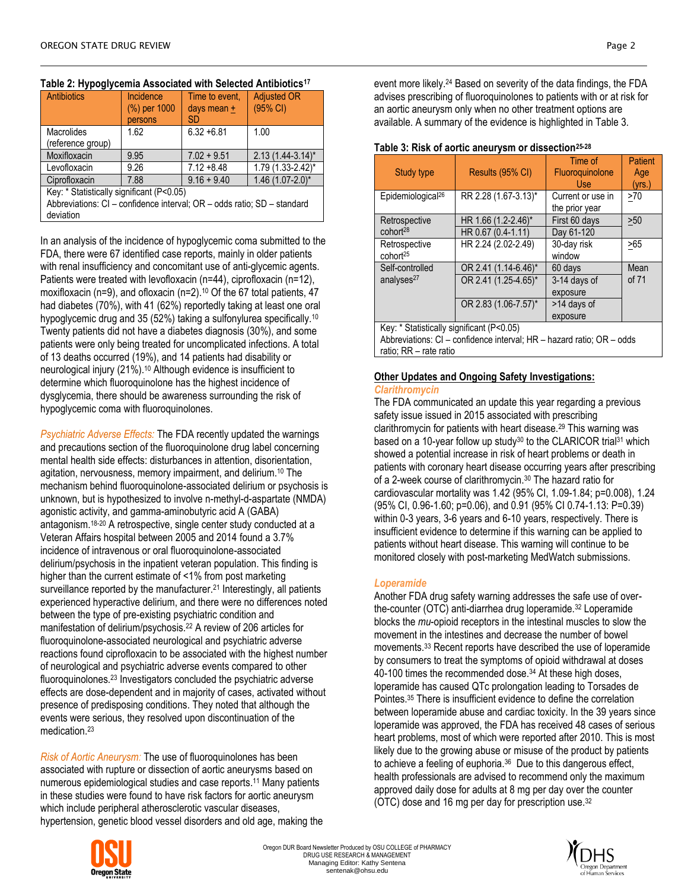**Table 2: Hypoglycemia Associated with Selected Antibiotics[17]**

| Antibiotics | Incidence (%) per 1000 persons | Time to event, days mean ± SD | Adjusted OR (95% CI) |
|---|---|---|---|
| Macrolides (reference group) | 1.62 | 6.32 +6.81 | 1.00 |
| Moxifloxacin | 9.95 | 7.02 + 9.51 | 2.13 (1.44-3.14)* |
| Levofloxacin | 9.26 | 7.12 +8.48 | 1.79 (1.33-2.42)* |
| Ciprofloxacin | 7.88 | 9.16 + 9.40 | 1.46 (1.07-2.0)* |

Key: * Statistically significant (P<0.05)
Abbreviations: CI – confidence interval; OR – odds ratio; SD – standard deviation

In an analysis of the incidence of hypoglycemic coma submitted to the FDA, there were 67 identified case reports, mainly in older patients with renal insufficiency and concomitant use of anti-glycemic agents. Patients were treated with levofloxacin (n=44), ciprofloxacin (n=12), moxifloxacin (n=9), and ofloxacin (n=2).[10] Of the 67 total patients, 47 had diabetes (70%), with 41 (62%) reportedly taking at least one oral hypoglycemic drug and 35 (52%) taking a sulfonylurea specifically.[10] Twenty patients did not have a diabetes diagnosis (30%), and some patients were only being treated for uncomplicated infections. A total of 13 deaths occurred (19%), and 14 patients had disability or neurological injury (21%).[10] Although evidence is insufficient to determine which fluoroquinolone has the highest incidence of dysglycemia, there should be awareness surrounding the risk of hypoglycemic coma with fluoroquinolones.

*Psychiatric Adverse Effects:* The FDA recently updated the warnings and precautions section of the fluoroquinolone drug label concerning mental health side effects: disturbances in attention, disorientation, agitation, nervousness, memory impairment, and delirium.[10] The mechanism behind fluoroquinolone-associated delirium or psychosis is unknown, but is hypothesized to involve n-methyl-d-aspartate (NMDA) agonistic activity, and gamma-aminobutyric acid A (GABA) antagonism.[18-20] A retrospective, single center study conducted at a Veteran Affairs hospital between 2005 and 2014 found a 3.7% incidence of intravenous or oral fluoroquinolone-associated delirium/psychosis in the inpatient veteran population. This finding is higher than the current estimate of <1% from post marketing surveillance reported by the manufacturer.[21] Interestingly, all patients experienced hyperactive delirium, and there were no differences noted between the type of pre-existing psychiatric condition and manifestation of delirium/psychosis.[22] A review of 206 articles for fluoroquinolone-associated neurological and psychiatric adverse reactions found ciprofloxacin to be associated with the highest number of neurological and psychiatric adverse events compared to other fluoroquinolones.[23] Investigators concluded the psychiatric adverse effects are dose-dependent and in majority of cases, activated without presence of predisposing conditions. They noted that although the events were serious, they resolved upon discontinuation of the medication.[23]

*Risk of Aortic Aneurysm:* The use of fluoroquinolones has been associated with rupture or dissection of aortic aneurysms based on numerous epidemiological studies and case reports.[11] Many patients in these studies were found to have risk factors for aortic aneurysm which include peripheral atherosclerotic vascular diseases, hypertension, genetic blood vessel disorders and old age, making the event more likely.[24] Based on severity of the data findings, the FDA advises prescribing of fluoroquinolones to patients with or at risk for an aortic aneurysm only when no other treatment options are available. A summary of the evidence is highlighted in Table 3.

**Table 3: Risk of aortic aneurysm or dissection[25-28]**

| Study type | Results (95% CI) | Time of Fluoroquinolone Use | Patient Age (yrs.) |
|---|---|---|---|
| Epidemiological[26] | RR 2.28 (1.67-3.13)* | Current or use in the prior year | ≥70 |
| Retrospective cohort[28] | HR 1.66 (1.2-2.46)* | First 60 days | ≥50 |
| | HR 0.67 (0.4-1.11) | Day 61-120 | |
| Retrospective cohort[25] | HR 2.24 (2.02-2.49) | 30-day risk window | ≥65 |
| Self-controlled analyses[27] | OR 2.41 (1.14-6.46)* | 60 days | Mean of 71 |
| | OR 2.41 (1.25-4.65)* | 3-14 days of exposure | |
| | OR 2.83 (1.06-7.57)* | >14 days of exposure | |

Key: * Statistically significant (P<0.05)
Abbreviations: CI – confidence interval; HR – hazard ratio; OR – odds ratio; RR – rate ratio

## Other Updates and Ongoing Safety Investigations:

### *Clarithromycin*

The FDA communicated an update this year regarding a previous safety issue issued in 2015 associated with prescribing clarithromycin for patients with heart disease.[29] This warning was based on a 10-year follow up study[30] to the CLARICOR trial[31] which showed a potential increase in risk of heart problems or death in patients with coronary heart disease occurring years after prescribing of a 2-week course of clarithromycin.[30] The hazard ratio for cardiovascular mortality was 1.42 (95% CI, 1.09-1.84; p=0.008), 1.24 (95% CI, 0.96-1.60; p=0.06), and 0.91 (95% CI 0.74-1.13: P=0.39) within 0-3 years, 3-6 years and 6-10 years, respectively. There is insufficient evidence to determine if this warning can be applied to patients without heart disease. This warning will continue to be monitored closely with post-marketing MedWatch submissions.

### *Loperamide*

Another FDA drug safety warning addresses the safe use of over-the-counter (OTC) anti-diarrhea drug loperamide.[32] Loperamide blocks the *mu*-opioid receptors in the intestinal muscles to slow the movement in the intestines and decrease the number of bowel movements.[33] Recent reports have described the use of loperamide by consumers to treat the symptoms of opioid withdrawal at doses 40-100 times the recommended dose.[34] At these high doses, loperamide has caused QTc prolongation leading to Torsades de Pointes.[35] There is insufficient evidence to define the correlation between loperamide abuse and cardiac toxicity. In the 39 years since loperamide was approved, the FDA has received 48 cases of serious heart problems, most of which were reported after 2010. This is most likely due to the growing abuse or misuse of the product by patients to achieve a feeling of euphoria.[36] Due to this dangerous effect, health professionals are advised to recommend only the maximum approved daily dose for adults at 8 mg per day over the counter (OTC) dose and 16 mg per day for prescription use.[32]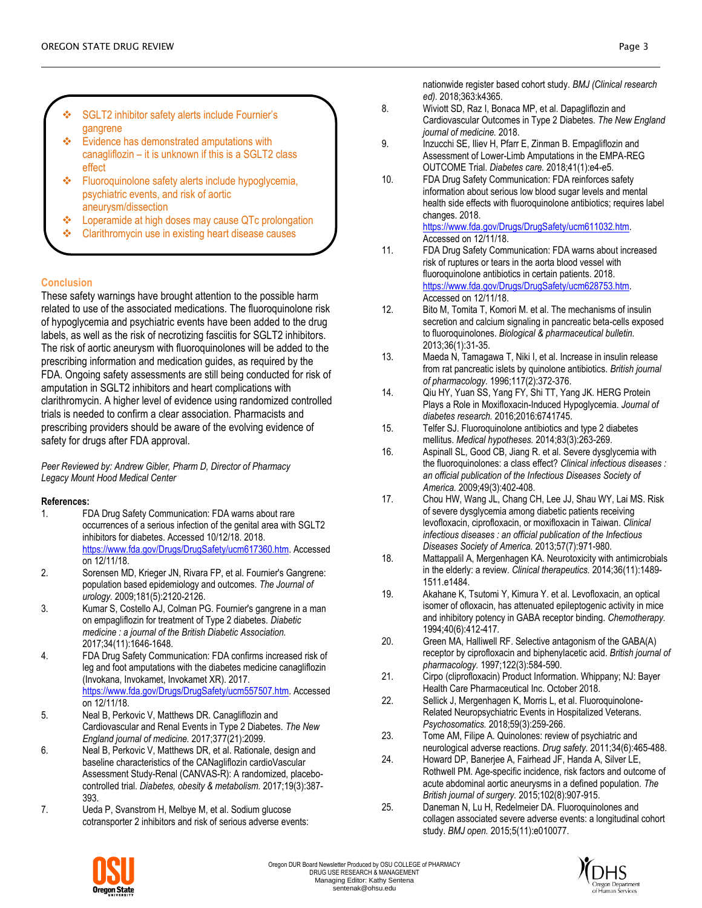- SGLT2 inhibitor safety alerts include Fournier's gangrene
- Evidence has demonstrated amputations with canagliflozin – it is unknown if this is a SGLT2 class effect
- Fluoroquinolone safety alerts include hypoglycemia, psychiatric events, and risk of aortic aneurysm/dissection
- Loperamide at high doses may cause QTc prolongation
- Clarithromycin use in existing heart disease causes

## Conclusion

These safety warnings have brought attention to the possible harm related to use of the associated medications. The fluoroquinolone risk of hypoglycemia and psychiatric events have been added to the drug labels, as well as the risk of necrotizing fasciitis for SGLT2 inhibitors. The risk of aortic aneurysm with fluoroquinolones will be added to the prescribing information and medication guides, as required by the FDA. Ongoing safety assessments are still being conducted for risk of amputation in SGLT2 inhibitors and heart complications with clarithromycin. A higher level of evidence using randomized controlled trials is needed to confirm a clear association. Pharmacists and prescribing providers should be aware of the evolving evidence of safety for drugs after FDA approval.

*Peer Reviewed by: Andrew Gibler, Pharm D, Director of Pharmacy Legacy Mount Hood Medical Center*

**References:**

1. FDA Drug Safety Communication: FDA warns about rare occurrences of a serious infection of the genital area with SGLT2 inhibitors for diabetes. Accessed 10/12/18. 2018. https://www.fda.gov/Drugs/DrugSafety/ucm617360.htm. Accessed on 12/11/18.
2. Sorensen MD, Krieger JN, Rivara FP, et al. Fournier's Gangrene: population based epidemiology and outcomes. *The Journal of urology.* 2009;181(5):2120-2126.
3. Kumar S, Costello AJ, Colman PG. Fournier's gangrene in a man on empagliflozin for treatment of Type 2 diabetes. *Diabetic medicine : a journal of the British Diabetic Association.* 2017;34(11):1646-1648.
4. FDA Drug Safety Communication: FDA confirms increased risk of leg and foot amputations with the diabetes medicine canagliflozin (Invokana, Invokamet, Invokamet XR). 2017. https://www.fda.gov/Drugs/DrugSafety/ucm557507.htm. Accessed on 12/11/18.
5. Neal B, Perkovic V, Matthews DR. Canagliflozin and Cardiovascular and Renal Events in Type 2 Diabetes. *The New England journal of medicine.* 2017;377(21):2099.
6. Neal B, Perkovic V, Matthews DR, et al. Rationale, design and baseline characteristics of the CANagliflozin cardioVascular Assessment Study-Renal (CANVAS-R): A randomized, placebo-controlled trial. *Diabetes, obesity & metabolism.* 2017;19(3):387-393.
7. Ueda P, Svanstrom H, Melbye M, et al. Sodium glucose cotransporter 2 inhibitors and risk of serious adverse events: nationwide register based cohort study. *BMJ (Clinical research ed).* 2018;363:k4365.
8. Wiviott SD, Raz I, Bonaca MP, et al. Dapagliflozin and Cardiovascular Outcomes in Type 2 Diabetes. *The New England journal of medicine.* 2018.
9. Inzucchi SE, Iliev H, Pfarr E, Zinman B. Empagliflozin and Assessment of Lower-Limb Amputations in the EMPA-REG OUTCOME Trial. *Diabetes care.* 2018;41(1):e4-e5.
10. FDA Drug Safety Communication: FDA reinforces safety information about serious low blood sugar levels and mental health side effects with fluoroquinolone antibiotics; requires label changes. 2018. https://www.fda.gov/Drugs/DrugSafety/ucm611032.htm. Accessed on 12/11/18.
11. FDA Drug Safety Communication: FDA warns about increased risk of ruptures or tears in the aorta blood vessel with fluoroquinolone antibiotics in certain patients. 2018. https://www.fda.gov/Drugs/DrugSafety/ucm628753.htm. Accessed on 12/11/18.
12. Bito M, Tomita T, Komori M. et al. The mechanisms of insulin secretion and calcium signaling in pancreatic beta-cells exposed to fluoroquinolones. *Biological & pharmaceutical bulletin.* 2013;36(1):31-35.
13. Maeda N, Tamagawa T, Niki I, et al. Increase in insulin release from rat pancreatic islets by quinolone antibiotics. *British journal of pharmacology.* 1996;117(2):372-376.
14. Qiu HY, Yuan SS, Yang FY, Shi TT, Yang JK. HERG Protein Plays a Role in Moxifloxacin-Induced Hypoglycemia. *Journal of diabetes research.* 2016;2016:6741745.
15. Telfer SJ. Fluoroquinolone antibiotics and type 2 diabetes mellitus. *Medical hypotheses.* 2014;83(3):263-269.
16. Aspinall SL, Good CB, Jiang R. et al. Severe dysglycemia with the fluoroquinolones: a class effect? *Clinical infectious diseases : an official publication of the Infectious Diseases Society of America.* 2009;49(3):402-408.
17. Chou HW, Wang JL, Chang CH, Lee JJ, Shau WY, Lai MS. Risk of severe dysglycemia among diabetic patients receiving levofloxacin, ciprofloxacin, or moxifloxacin in Taiwan. *Clinical infectious diseases : an official publication of the Infectious Diseases Society of America.* 2013;57(7):971-980.
18. Mattappalil A, Mergenhagen KA. Neurotoxicity with antimicrobials in the elderly: a review. *Clinical therapeutics.* 2014;36(11):1489-1511.e1484.
19. Akahane K, Tsutomi Y, Kimura Y. et al. Levofloxacin, an optical isomer of ofloxacin, has attenuated epileptogenic activity in mice and inhibitory potency in GABA receptor binding. *Chemotherapy.* 1994;40(6):412-417.
20. Green MA, Halliwell RF. Selective antagonism of the GABA(A) receptor by ciprofloxacin and biphenylacetic acid. *British journal of pharmacology.* 1997;122(3):584-590.
21. Cirpo (cliprofloxacin) Product Information. Whippany; NJ: Bayer Health Care Pharmaceutical Inc. October 2018.
22. Sellick J, Mergenhagen K, Morris L, et al. Fluoroquinolone-Related Neuropsychiatric Events in Hospitalized Veterans. *Psychosomatics.* 2018;59(3):259-266.
23. Tome AM, Filipe A. Quinolones: review of psychiatric and neurological adverse reactions. *Drug safety.* 2011;34(6):465-488.
24. Howard DP, Banerjee A, Fairhead JF, Handa A, Silver LE, Rothwell PM. Age-specific incidence, risk factors and outcome of acute abdominal aortic aneurysms in a defined population. *The British journal of surgery.* 2015;102(8):907-915.
25. Daneman N, Lu H, Redelmeier DA. Fluoroquinolones and collagen associated severe adverse events: a longitudinal cohort study. *BMJ open.* 2015;5(11):e010077.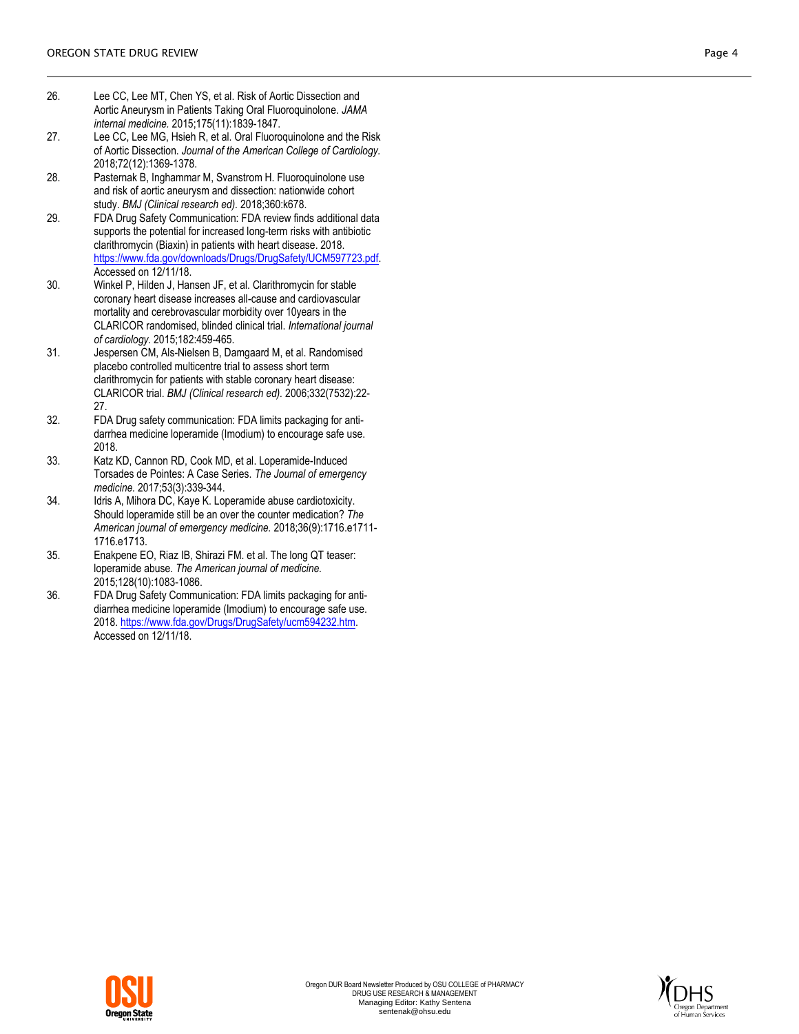26. Lee CC, Lee MT, Chen YS, et al. Risk of Aortic Dissection and Aortic Aneurysm in Patients Taking Oral Fluoroquinolone. *JAMA internal medicine.* 2015;175(11):1839-1847.
27. Lee CC, Lee MG, Hsieh R, et al. Oral Fluoroquinolone and the Risk of Aortic Dissection. *Journal of the American College of Cardiology.* 2018;72(12):1369-1378.
28. Pasternak B, Inghammar M, Svanstrom H. Fluoroquinolone use and risk of aortic aneurysm and dissection: nationwide cohort study. *BMJ (Clinical research ed).* 2018;360:k678.
29. FDA Drug Safety Communication: FDA review finds additional data supports the potential for increased long-term risks with antibiotic clarithromycin (Biaxin) in patients with heart disease. 2018. https://www.fda.gov/downloads/Drugs/DrugSafety/UCM597723.pdf. Accessed on 12/11/18.
30. Winkel P, Hilden J, Hansen JF, et al. Clarithromycin for stable coronary heart disease increases all-cause and cardiovascular mortality and cerebrovascular morbidity over 10years in the CLARICOR randomised, blinded clinical trial. *International journal of cardiology.* 2015;182:459-465.
31. Jespersen CM, Als-Nielsen B, Damgaard M, et al. Randomised placebo controlled multicentre trial to assess short term clarithromycin for patients with stable coronary heart disease: CLARICOR trial. *BMJ (Clinical research ed).* 2006;332(7532):22-27.
32. FDA Drug safety communication: FDA limits packaging for anti-darrhea medicine loperamide (Imodium) to encourage safe use. 2018.
33. Katz KD, Cannon RD, Cook MD, et al. Loperamide-Induced Torsades de Pointes: A Case Series. *The Journal of emergency medicine.* 2017;53(3):339-344.
34. Idris A, Mihora DC, Kaye K. Loperamide abuse cardiotoxicity. Should loperamide still be an over the counter medication? *The American journal of emergency medicine.* 2018;36(9):1716.e1711-1716.e1713.
35. Enakpene EO, Riaz IB, Shirazi FM. et al. The long QT teaser: loperamide abuse. *The American journal of medicine.* 2015;128(10):1083-1086.
36. FDA Drug Safety Communication: FDA limits packaging for anti-diarrhea medicine loperamide (Imodium) to encourage safe use. 2018. https://www.fda.gov/Drugs/DrugSafety/ucm594232.htm. Accessed on 12/11/18.

Oregon DUR Board Newsletter Produced by OSU COLLEGE of PHARMACY
DRUG USE RESEARCH & MANAGEMENT
Managing Editor: Kathy Sentena
sentenak@ohsu.edu